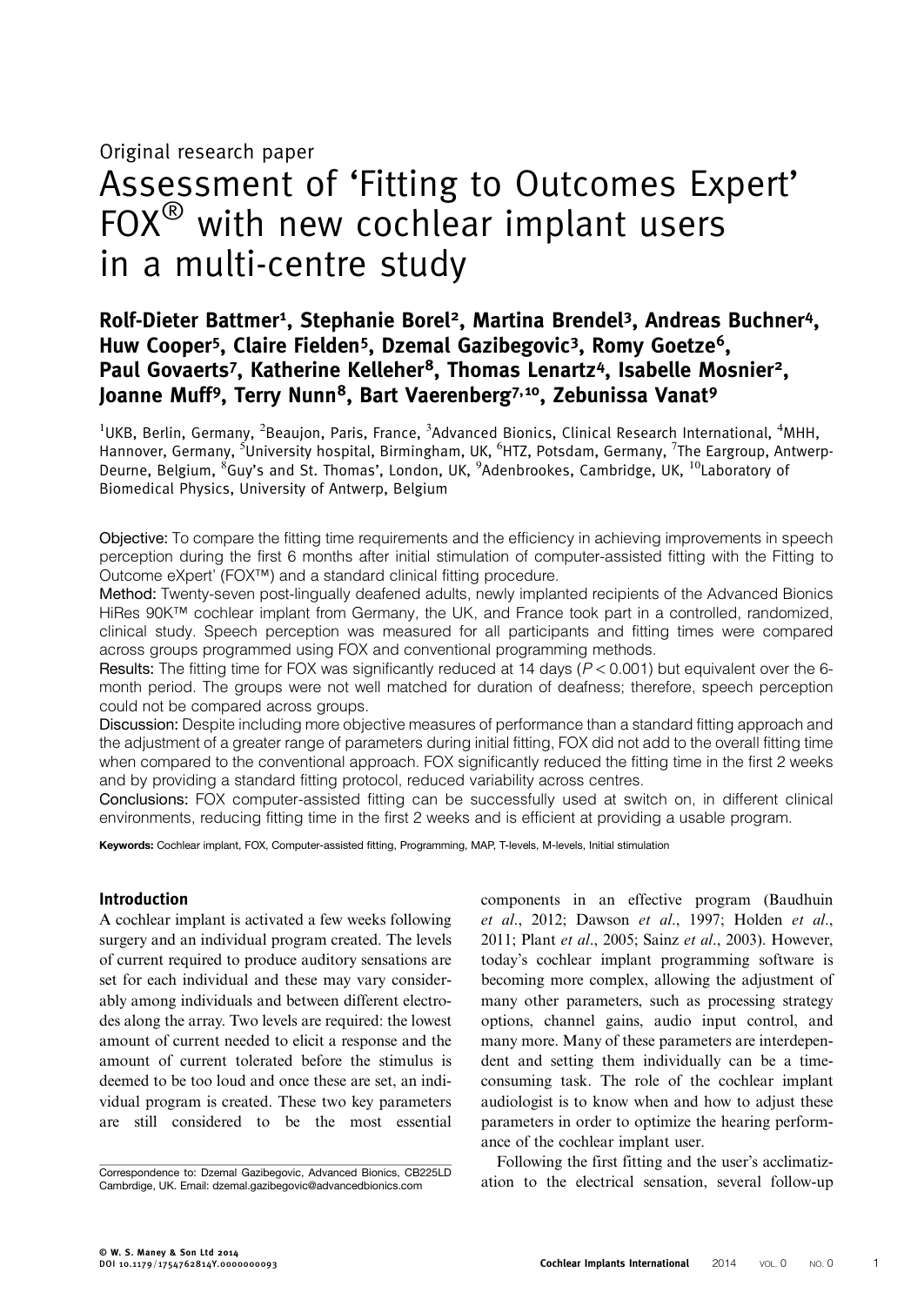Original research paper

# Assessment of 'Fitting to Outcomes Expert' FOX® with new cochlear implant users in a multi-centre study

**Rolf-Dieter Battmer[1], Stephanie Borel[2], Martina Brendel[3], Andreas Buchner[4], Huw Cooper[5], Claire Fielden[5], Dzemal Gazibegovic[3], Romy Goetze[6], Paul Govaerts[7], Katherine Kelleher[8], Thomas Lenartz[4], Isabelle Mosnier[2], Joanne Muff[9], Terry Nunn[8], Bart Vaerenberg[7,10], Zebunissa Vanat[9]**

[1]UKB, Berlin, Germany, [2]Beaujon, Paris, France, [3]Advanced Bionics, Clinical Research International, [4]MHH, Hannover, Germany, [5]University hospital, Birmingham, UK, [6]HTZ, Potsdam, Germany, [7]The Eargroup, Antwerp-Deurne, Belgium, [8]Guy's and St. Thomas', London, UK, [9]Adenbrookes, Cambridge, UK, [10]Laboratory of Biomedical Physics, University of Antwerp, Belgium

**Objective:** To compare the fitting time requirements and the efficiency in achieving improvements in speech perception during the first 6 months after initial stimulation of computer-assisted fitting with the Fitting to Outcome eXpert' (FOX™) and a standard clinical fitting procedure.

**Method:** Twenty-seven post-lingually deafened adults, newly implanted recipients of the Advanced Bionics HiRes 90K™ cochlear implant from Germany, the UK, and France took part in a controlled, randomized, clinical study. Speech perception was measured for all participants and fitting times were compared across groups programmed using FOX and conventional programming methods.

**Results:** The fitting time for FOX was significantly reduced at 14 days ($P < 0.001$) but equivalent over the 6-month period. The groups were not well matched for duration of deafness; therefore, speech perception could not be compared across groups.

**Discussion:** Despite including more objective measures of performance than a standard fitting approach and the adjustment of a greater range of parameters during initial fitting, FOX did not add to the overall fitting time when compared to the conventional approach. FOX significantly reduced the fitting time in the first 2 weeks and by providing a standard fitting protocol, reduced variability across centres.

**Conclusions:** FOX computer-assisted fitting can be successfully used at switch on, in different clinical environments, reducing fitting time in the first 2 weeks and is efficient at providing a usable program.

**Keywords:** Cochlear implant, FOX, Computer-assisted fitting, Programming, MAP, T-levels, M-levels, Initial stimulation

## Introduction

A cochlear implant is activated a few weeks following surgery and an individual program created. The levels of current required to produce auditory sensations are set for each individual and these may vary considerably among individuals and between different electrodes along the array. Two levels are required: the lowest amount of current needed to elicit a response and the amount of current tolerated before the stimulus is deemed to be too loud and once these are set, an individual program is created. These two key parameters are still considered to be the most essential components in an effective program (Baudhuin *et al.*, 2012; Dawson *et al.*, 1997; Holden *et al.*, 2011; Plant *et al.*, 2005; Sainz *et al.*, 2003). However, today's cochlear implant programming software is becoming more complex, allowing the adjustment of many other parameters, such as processing strategy options, channel gains, audio input control, and many more. Many of these parameters are interdependent and setting them individually can be a time-consuming task. The role of the cochlear implant audiologist is to know when and how to adjust these parameters in order to optimize the hearing performance of the cochlear implant user.

Following the first fitting and the user's acclimatization to the electrical sensation, several follow-up

Correspondence to: Dzemal Gazibegovic, Advanced Bionics, CB225LD Cambrdige, UK. Email: dzemal.gazibegovic@advancedbionics.com

© W. S. Maney & Son Ltd 2014
DOI 10.1179/1754762814Y.0000000093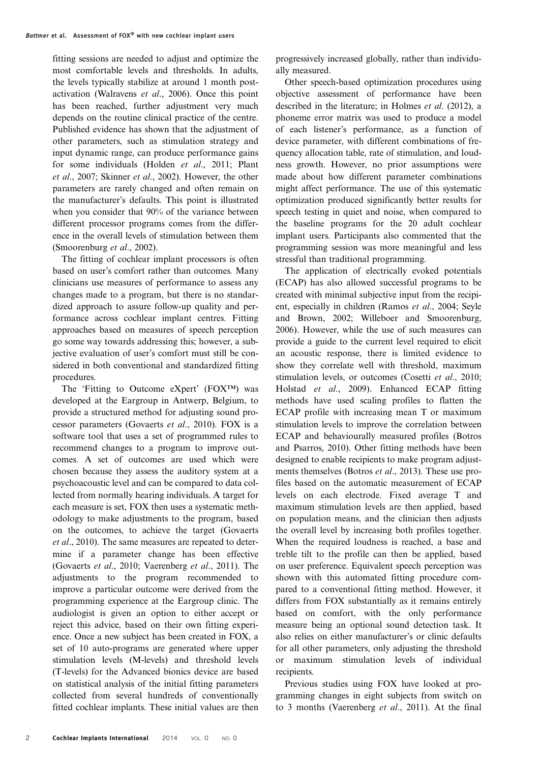fitting sessions are needed to adjust and optimize the most comfortable levels and thresholds. In adults, the levels typically stabilize at around 1 month post-activation (Walravens *et al*., 2006). Once this point has been reached, further adjustment very much depends on the routine clinical practice of the centre. Published evidence has shown that the adjustment of other parameters, such as stimulation strategy and input dynamic range, can produce performance gains for some individuals (Holden *et al*., 2011; Plant *et al*., 2007; Skinner *et al*., 2002). However, the other parameters are rarely changed and often remain on the manufacturer's defaults. This point is illustrated when you consider that 90% of the variance between different processor programs comes from the difference in the overall levels of stimulation between them (Smoorenburg *et al*., 2002).

The fitting of cochlear implant processors is often based on user's comfort rather than outcomes. Many clinicians use measures of performance to assess any changes made to a program, but there is no standardized approach to assure follow-up quality and performance across cochlear implant centres. Fitting approaches based on measures of speech perception go some way towards addressing this; however, a subjective evaluation of user's comfort must still be considered in both conventional and standardized fitting procedures.

The 'Fitting to Outcome eXpert' (FOX™) was developed at the Eargroup in Antwerp, Belgium, to provide a structured method for adjusting sound processor parameters (Govaerts *et al*., 2010). FOX is a software tool that uses a set of programmed rules to recommend changes to a program to improve outcomes. A set of outcomes are used which were chosen because they assess the auditory system at a psychoacoustic level and can be compared to data collected from normally hearing individuals. A target for each measure is set, FOX then uses a systematic methodology to make adjustments to the program, based on the outcomes, to achieve the target (Govaerts *et al*., 2010). The same measures are repeated to determine if a parameter change has been effective (Govaerts *et al*., 2010; Vaerenberg *et al*., 2011). The adjustments to the program recommended to improve a particular outcome were derived from the programming experience at the Eargroup clinic. The audiologist is given an option to either accept or reject this advice, based on their own fitting experience. Once a new subject has been created in FOX, a set of 10 auto-programs are generated where upper stimulation levels (M-levels) and threshold levels (T-levels) for the Advanced bionics device are based on statistical analysis of the initial fitting parameters collected from several hundreds of conventionally fitted cochlear implants. These initial values are then progressively increased globally, rather than individually measured.

Other speech-based optimization procedures using objective assessment of performance have been described in the literature; in Holmes *et al*. (2012), a phoneme error matrix was used to produce a model of each listener's performance, as a function of device parameter, with different combinations of frequency allocation table, rate of stimulation, and loudness growth. However, no prior assumptions were made about how different parameter combinations might affect performance. The use of this systematic optimization produced significantly better results for speech testing in quiet and noise, when compared to the baseline programs for the 20 adult cochlear implant users. Participants also commented that the programming session was more meaningful and less stressful than traditional programming.

The application of electrically evoked potentials (ECAP) has also allowed successful programs to be created with minimal subjective input from the recipient, especially in children (Ramos *et al*., 2004; Seyle and Brown, 2002; Willeboer and Smoorenburg, 2006). However, while the use of such measures can provide a guide to the current level required to elicit an acoustic response, there is limited evidence to show they correlate well with threshold, maximum stimulation levels, or outcomes (Cosetti *et al*., 2010; Holstad *et al*., 2009). Enhanced ECAP fitting methods have used scaling profiles to flatten the ECAP profile with increasing mean T or maximum stimulation levels to improve the correlation between ECAP and behaviourally measured profiles (Botros and Psarros, 2010). Other fitting methods have been designed to enable recipients to make program adjustments themselves (Botros *et al*., 2013). These use profiles based on the automatic measurement of ECAP levels on each electrode. Fixed average T and maximum stimulation levels are then applied, based on population means, and the clinician then adjusts the overall level by increasing both profiles together. When the required loudness is reached, a base and treble tilt to the profile can then be applied, based on user preference. Equivalent speech perception was shown with this automated fitting procedure compared to a conventional fitting method. However, it differs from FOX substantially as it remains entirely based on comfort, with the only performance measure being an optional sound detection task. It also relies on either manufacturer's or clinic defaults for all other parameters, only adjusting the threshold or maximum stimulation levels of individual recipients.

Previous studies using FOX have looked at programming changes in eight subjects from switch on to 3 months (Vaerenberg *et al*., 2011). At the final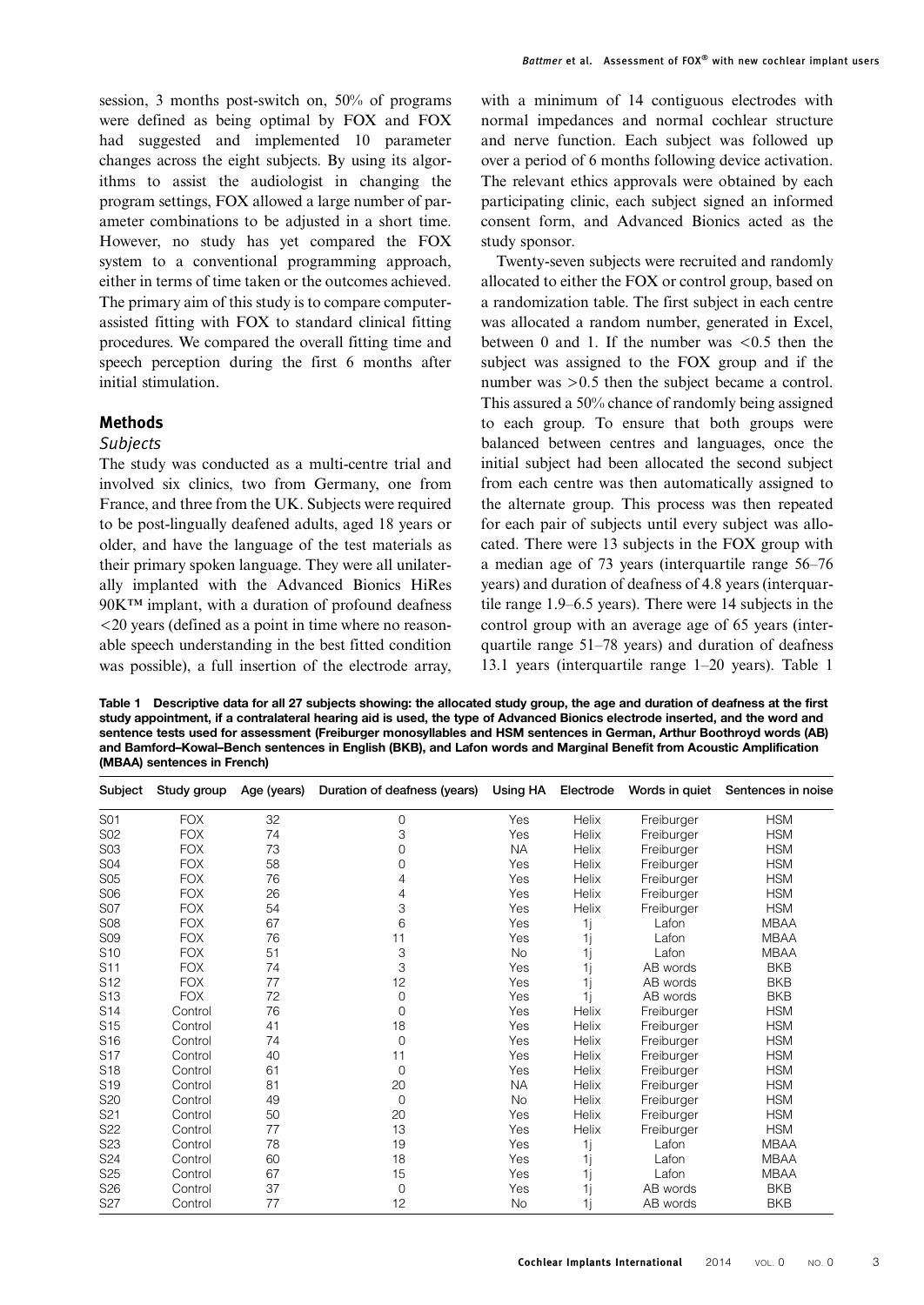session, 3 months post-switch on, 50% of programs were defined as being optimal by FOX and FOX had suggested and implemented 10 parameter changes across the eight subjects. By using its algorithms to assist the audiologist in changing the program settings, FOX allowed a large number of parameter combinations to be adjusted in a short time. However, no study has yet compared the FOX system to a conventional programming approach, either in terms of time taken or the outcomes achieved. The primary aim of this study is to compare computer-assisted fitting with FOX to standard clinical fitting procedures. We compared the overall fitting time and speech perception during the first 6 months after initial stimulation.

## Methods

### *Subjects*

The study was conducted as a multi-centre trial and involved six clinics, two from Germany, one from France, and three from the UK. Subjects were required to be post-lingually deafened adults, aged 18 years or older, and have the language of the test materials as their primary spoken language. They were all unilaterally implanted with the Advanced Bionics HiRes 90K™ implant, with a duration of profound deafness <20 years (defined as a point in time where no reasonable speech understanding in the best fitted condition was possible), a full insertion of the electrode array, with a minimum of 14 contiguous electrodes with normal impedances and normal cochlear structure and nerve function. Each subject was followed up over a period of 6 months following device activation. The relevant ethics approvals were obtained by each participating clinic, each subject signed an informed consent form, and Advanced Bionics acted as the study sponsor.

Twenty-seven subjects were recruited and randomly allocated to either the FOX or control group, based on a randomization table. The first subject in each centre was allocated a random number, generated in Excel, between 0 and 1. If the number was <0.5 then the subject was assigned to the FOX group and if the number was >0.5 then the subject became a control. This assured a 50% chance of randomly being assigned to each group. To ensure that both groups were balanced between centres and languages, once the initial subject had been allocated the second subject from each centre was then automatically assigned to the alternate group. This process was then repeated for each pair of subjects until every subject was allocated. There were 13 subjects in the FOX group with a median age of 73 years (interquartile range 56–76 years) and duration of deafness of 4.8 years (interquartile range 1.9–6.5 years). There were 14 subjects in the control group with an average age of 65 years (interquartile range 51–78 years) and duration of deafness 13.1 years (interquartile range 1–20 years). Table 1

**Table 1 Descriptive data for all 27 subjects showing: the allocated study group, the age and duration of deafness at the first study appointment, if a contralateral hearing aid is used, the type of Advanced Bionics electrode inserted, and the word and sentence tests used for assessment (Freiburger monosyllables and HSM sentences in German, Arthur Boothroyd words (AB) and Bamford–Kowal–Bench sentences in English (BKB), and Lafon words and Marginal Benefit from Acoustic Amplification (MBAA) sentences in French)**

| Subject | Study group | Age (years) | Duration of deafness (years) | Using HA | Electrode | Words in quiet | Sentences in noise |
|---|---|---|---|---|---|---|---|
| S01 | FOX | 32 | 0 | Yes | Helix | Freiburger | HSM |
| S02 | FOX | 74 | 3 | Yes | Helix | Freiburger | HSM |
| S03 | FOX | 73 | 0 | NA | Helix | Freiburger | HSM |
| S04 | FOX | 58 | 0 | Yes | Helix | Freiburger | HSM |
| S05 | FOX | 76 | 4 | Yes | Helix | Freiburger | HSM |
| S06 | FOX | 26 | 4 | Yes | Helix | Freiburger | HSM |
| S07 | FOX | 54 | 3 | Yes | Helix | Freiburger | HSM |
| S08 | FOX | 67 | 6 | Yes | 1j | Lafon | MBAA |
| S09 | FOX | 76 | 11 | Yes | 1j | Lafon | MBAA |
| S10 | FOX | 51 | 3 | No | 1j | Lafon | MBAA |
| S11 | FOX | 74 | 3 | Yes | 1j | AB words | BKB |
| S12 | FOX | 77 | 12 | Yes | 1j | AB words | BKB |
| S13 | FOX | 72 | 0 | Yes | 1j | AB words | BKB |
| S14 | Control | 76 | 0 | Yes | Helix | Freiburger | HSM |
| S15 | Control | 41 | 18 | Yes | Helix | Freiburger | HSM |
| S16 | Control | 74 | 0 | Yes | Helix | Freiburger | HSM |
| S17 | Control | 40 | 11 | Yes | Helix | Freiburger | HSM |
| S18 | Control | 61 | 0 | Yes | Helix | Freiburger | HSM |
| S19 | Control | 81 | 20 | NA | Helix | Freiburger | HSM |
| S20 | Control | 49 | 0 | No | Helix | Freiburger | HSM |
| S21 | Control | 50 | 20 | Yes | Helix | Freiburger | HSM |
| S22 | Control | 77 | 13 | Yes | Helix | Freiburger | HSM |
| S23 | Control | 78 | 19 | Yes | 1j | Lafon | MBAA |
| S24 | Control | 60 | 18 | Yes | 1j | Lafon | MBAA |
| S25 | Control | 67 | 15 | Yes | 1j | Lafon | MBAA |
| S26 | Control | 37 | 0 | Yes | 1j | AB words | BKB |
| S27 | Control | 77 | 12 | No | 1j | AB words | BKB |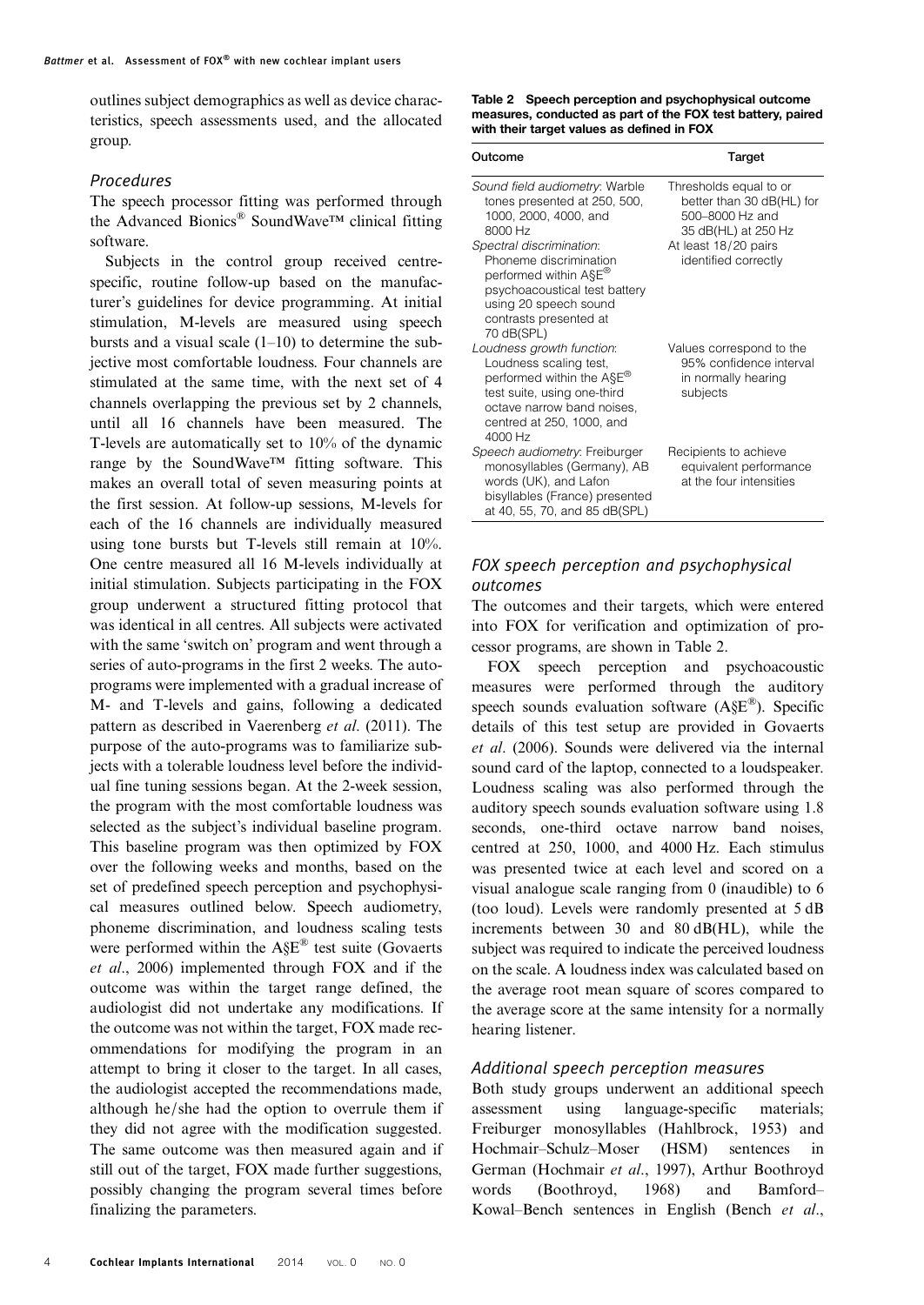outlines subject demographics as well as device characteristics, speech assessments used, and the allocated group.

### Procedures

The speech processor fitting was performed through the Advanced Bionics® SoundWave™ clinical fitting software.

Subjects in the control group received centre-specific, routine follow-up based on the manufacturer's guidelines for device programming. At initial stimulation, M-levels are measured using speech bursts and a visual scale (1–10) to determine the subjective most comfortable loudness. Four channels are stimulated at the same time, with the next set of 4 channels overlapping the previous set by 2 channels, until all 16 channels have been measured. The T-levels are automatically set to 10% of the dynamic range by the SoundWave™ fitting software. This makes an overall total of seven measuring points at the first session. At follow-up sessions, M-levels for each of the 16 channels are individually measured using tone bursts but T-levels still remain at 10%. One centre measured all 16 M-levels individually at initial stimulation. Subjects participating in the FOX group underwent a structured fitting protocol that was identical in all centres. All subjects were activated with the same 'switch on' program and went through a series of auto-programs in the first 2 weeks. The auto-programs were implemented with a gradual increase of M- and T-levels and gains, following a dedicated pattern as described in Vaerenberg *et al*. (2011). The purpose of the auto-programs was to familiarize subjects with a tolerable loudness level before the individual fine tuning sessions began. At the 2-week session, the program with the most comfortable loudness was selected as the subject's individual baseline program. This baseline program was then optimized by FOX over the following weeks and months, based on the set of predefined speech perception and psychophysical measures outlined below. Speech audiometry, phoneme discrimination, and loudness scaling tests were performed within the A§E® test suite (Govaerts *et al*., 2006) implemented through FOX and if the outcome was within the target range defined, the audiologist did not undertake any modifications. If the outcome was not within the target, FOX made recommendations for modifying the program in an attempt to bring it closer to the target. In all cases, the audiologist accepted the recommendations made, although he/she had the option to overrule them if they did not agree with the modification suggested. The same outcome was then measured again and if still out of the target, FOX made further suggestions, possibly changing the program several times before finalizing the parameters.

**Table 2 Speech perception and psychophysical outcome measures, conducted as part of the FOX test battery, paired with their target values as defined in FOX**

| Outcome | Target |
|---|---|
| *Sound field audiometry*: Warble tones presented at 250, 500, 1000, 2000, 4000, and 8000 Hz | Thresholds equal to or better than 30 dB(HL) for 500–8000 Hz and 35 dB(HL) at 250 Hz |
| *Spectral discrimination*: Phoneme discrimination performed within A§E® psychoacoustical test battery using 20 speech sound contrasts presented at 70 dB(SPL) | At least 18/20 pairs identified correctly |
| *Loudness growth function*: Loudness scaling test, performed within the A§E® test suite, using one-third octave narrow band noises, centred at 250, 1000, and 4000 Hz | Values correspond to the 95% confidence interval in normally hearing subjects |
| *Speech audiometry*: Freiburger monosyllables (Germany), AB words (UK), and Lafon bisyllables (France) presented at 40, 55, 70, and 85 dB(SPL) | Recipients to achieve equivalent performance at the four intensities |

### FOX speech perception and psychophysical outcomes

The outcomes and their targets, which were entered into FOX for verification and optimization of processor programs, are shown in Table 2.

FOX speech perception and psychoacoustic measures were performed through the auditory speech sounds evaluation software (A§E®). Specific details of this test setup are provided in Govaerts *et al*. (2006). Sounds were delivered via the internal sound card of the laptop, connected to a loudspeaker. Loudness scaling was also performed through the auditory speech sounds evaluation software using 1.8 seconds, one-third octave narrow band noises, centred at 250, 1000, and 4000 Hz. Each stimulus was presented twice at each level and scored on a visual analogue scale ranging from 0 (inaudible) to 6 (too loud). Levels were randomly presented at 5 dB increments between 30 and 80 dB(HL), while the subject was required to indicate the perceived loudness on the scale. A loudness index was calculated based on the average root mean square of scores compared to the average score at the same intensity for a normally hearing listener.

### Additional speech perception measures

Both study groups underwent an additional speech assessment using language-specific materials; Freiburger monosyllables (Hahlbrock, 1953) and Hochmair–Schulz–Moser (HSM) sentences in German (Hochmair *et al*., 1997), Arthur Boothroyd words (Boothroyd, 1968) and Bamford–Kowal–Bench sentences in English (Bench *et al*.,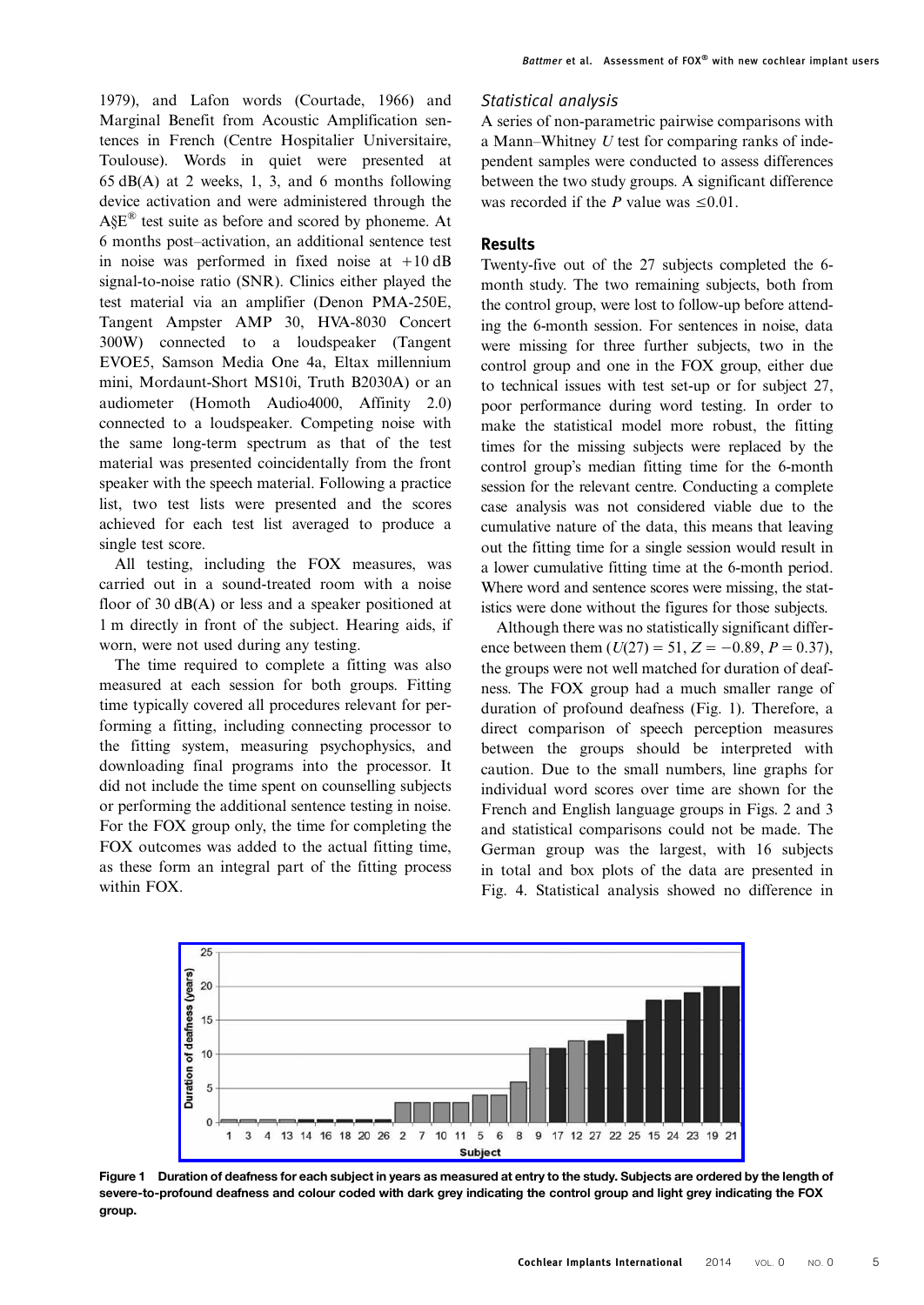1979), and Lafon words (Courtade, 1966) and Marginal Benefit from Acoustic Amplification sentences in French (Centre Hospitalier Universitaire, Toulouse). Words in quiet were presented at 65 dB(A) at 2 weeks, 1, 3, and 6 months following device activation and were administered through the A§E® test suite as before and scored by phoneme. At 6 months post–activation, an additional sentence test in noise was performed in fixed noise at +10 dB signal-to-noise ratio (SNR). Clinics either played the test material via an amplifier (Denon PMA-250E, Tangent Ampster AMP 30, HVA-8030 Concert 300W) connected to a loudspeaker (Tangent EVOE5, Samson Media One 4a, Eltax millennium mini, Mordaunt-Short MS10i, Truth B2030A) or an audiometer (Homoth Audio4000, Affinity 2.0) connected to a loudspeaker. Competing noise with the same long-term spectrum as that of the test material was presented coincidentally from the front speaker with the speech material. Following a practice list, two test lists were presented and the scores achieved for each test list averaged to produce a single test score.

All testing, including the FOX measures, was carried out in a sound-treated room with a noise floor of 30 dB(A) or less and a speaker positioned at 1 m directly in front of the subject. Hearing aids, if worn, were not used during any testing.

The time required to complete a fitting was also measured at each session for both groups. Fitting time typically covered all procedures relevant for performing a fitting, including connecting processor to the fitting system, measuring psychophysics, and downloading final programs into the processor. It did not include the time spent on counselling subjects or performing the additional sentence testing in noise. For the FOX group only, the time for completing the FOX outcomes was added to the actual fitting time, as these form an integral part of the fitting process within FOX.

### *Statistical analysis*

A series of non-parametric pairwise comparisons with a Mann–Whitney *U* test for comparing ranks of independent samples were conducted to assess differences between the two study groups. A significant difference was recorded if the *P* value was $\leq$0.01.

## Results

Twenty-five out of the 27 subjects completed the 6-month study. The two remaining subjects, both from the control group, were lost to follow-up before attending the 6-month session. For sentences in noise, data were missing for three further subjects, two in the control group and one in the FOX group, either due to technical issues with test set-up or for subject 27, poor performance during word testing. In order to make the statistical model more robust, the fitting times for the missing subjects were replaced by the control group's median fitting time for the 6-month session for the relevant centre. Conducting a complete case analysis was not considered viable due to the cumulative nature of the data, this means that leaving out the fitting time for a single session would result in a lower cumulative fitting time at the 6-month period. Where word and sentence scores were missing, the statistics were done without the figures for those subjects.

Although there was no statistically significant difference between them ($U(27) = 51$, $Z = -0.89$, $P = 0.37$), the groups were not well matched for duration of deafness. The FOX group had a much smaller range of duration of profound deafness (Fig. 1). Therefore, a direct comparison of speech perception measures between the groups should be interpreted with caution. Due to the small numbers, line graphs for individual word scores over time are shown for the French and English language groups in Figs. 2 and 3 and statistical comparisons could not be made. The German group was the largest, with 16 subjects in total and box plots of the data are presented in Fig. 4. Statistical analysis showed no difference in

**Figure 1 Duration of deafness for each subject in years as measured at entry to the study. Subjects are ordered by the length of severe-to-profound deafness and colour coded with dark grey indicating the control group and light grey indicating the FOX group.**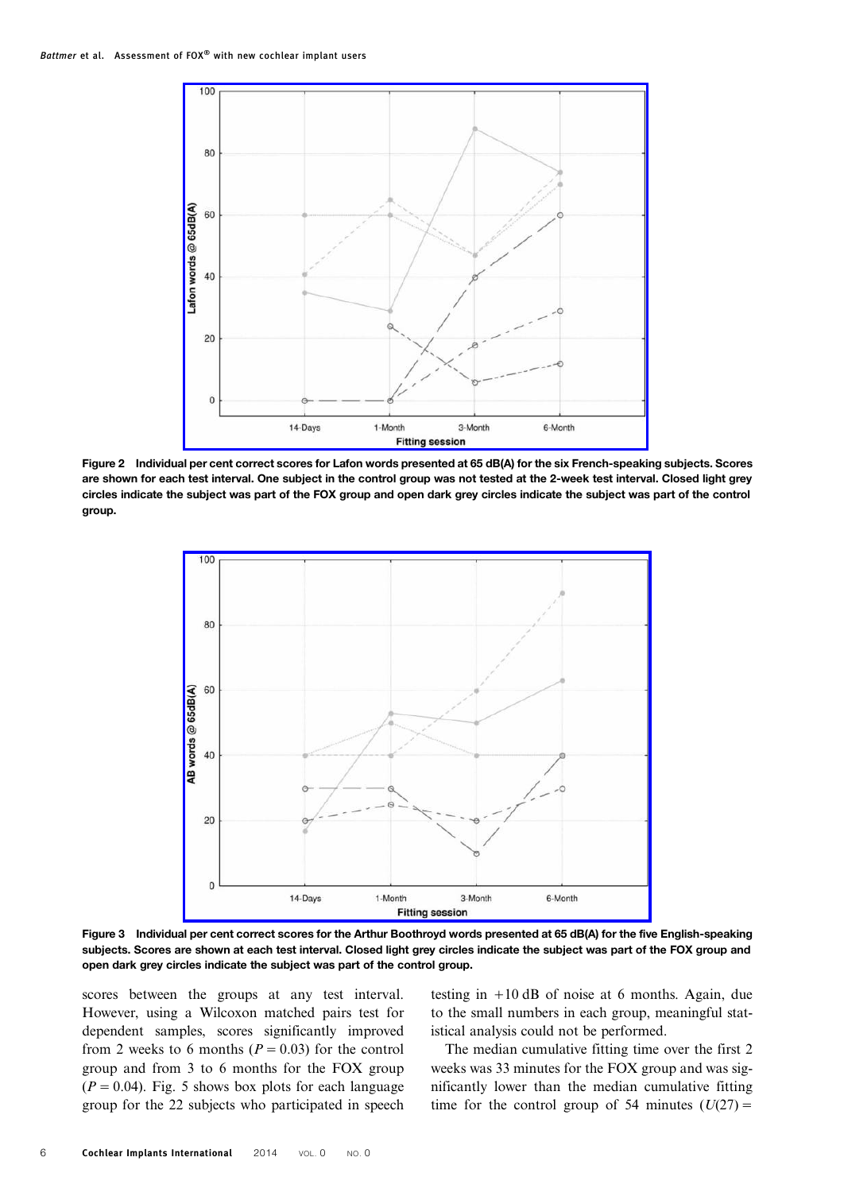Figure 2 Individual per cent correct scores for Lafon words presented at 65 dB(A) for the six French-speaking subjects. Scores are shown for each test interval. One subject in the control group was not tested at the 2-week test interval. Closed light grey circles indicate the subject was part of the FOX group and open dark grey circles indicate the subject was part of the control group.

Figure 3 Individual per cent correct scores for the Arthur Boothroyd words presented at 65 dB(A) for the five English-speaking subjects. Scores are shown at each test interval. Closed light grey circles indicate the subject was part of the FOX group and open dark grey circles indicate the subject was part of the control group.

scores between the groups at any test interval. However, using a Wilcoxon matched pairs test for dependent samples, scores significantly improved from 2 weeks to 6 months ($P = 0.03$) for the control group and from 3 to 6 months for the FOX group ($P = 0.04$). Fig. 5 shows box plots for each language group for the 22 subjects who participated in speech testing in +10 dB of noise at 6 months. Again, due to the small numbers in each group, meaningful statistical analysis could not be performed.

The median cumulative fitting time over the first 2 weeks was 33 minutes for the FOX group and was significantly lower than the median cumulative fitting time for the control group of 54 minutes ($U(27) =$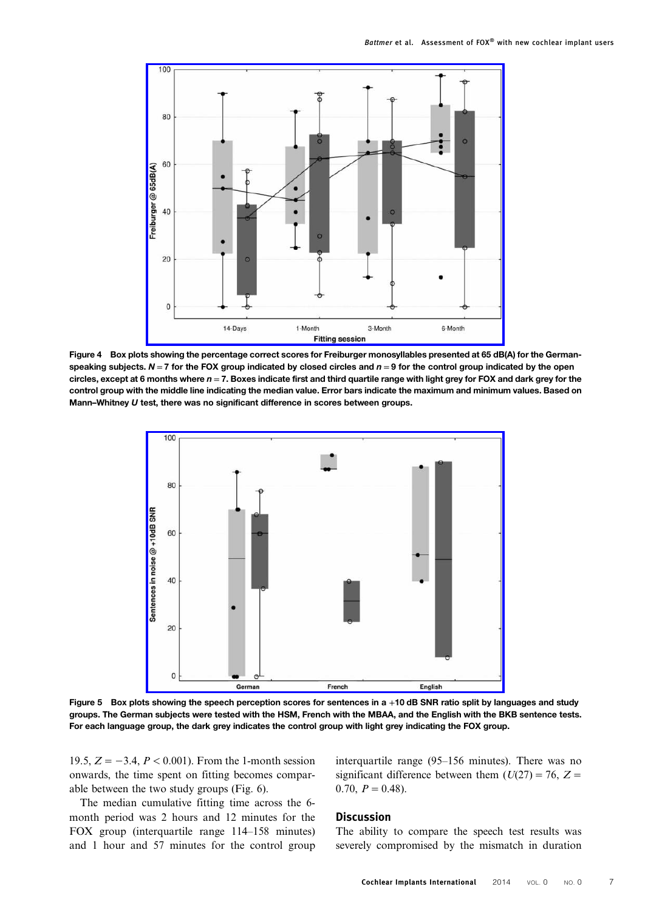Figure 4 Box plots showing the percentage correct scores for Freiburger monosyllables presented at 65 dB(A) for the German-speaking subjects. $N = 7$ for the FOX group indicated by closed circles and $n = 9$ for the control group indicated by the open circles, except at 6 months where $n = 7$. Boxes indicate first and third quartile range with light grey for FOX and dark grey for the control group with the middle line indicating the median value. Error bars indicate the maximum and minimum values. Based on Mann–Whitney *U* test, there was no significant difference in scores between groups.

Figure 5 Box plots showing the speech perception scores for sentences in a +10 dB SNR ratio split by languages and study groups. The German subjects were tested with the HSM, French with the MBAA, and the English with the BKB sentence tests. For each language group, the dark grey indicates the control group with light grey indicating the FOX group.

19.5, $Z = -3.4$, $P < 0.001$). From the 1-month session onwards, the time spent on fitting becomes comparable between the two study groups (Fig. 6).

The median cumulative fitting time across the 6-month period was 2 hours and 12 minutes for the FOX group (interquartile range 114–158 minutes) and 1 hour and 57 minutes for the control group interquartile range (95–156 minutes). There was no significant difference between them ($U(27) = 76$, $Z = 0.70$, $P = 0.48$).

## Discussion

The ability to compare the speech test results was severely compromised by the mismatch in duration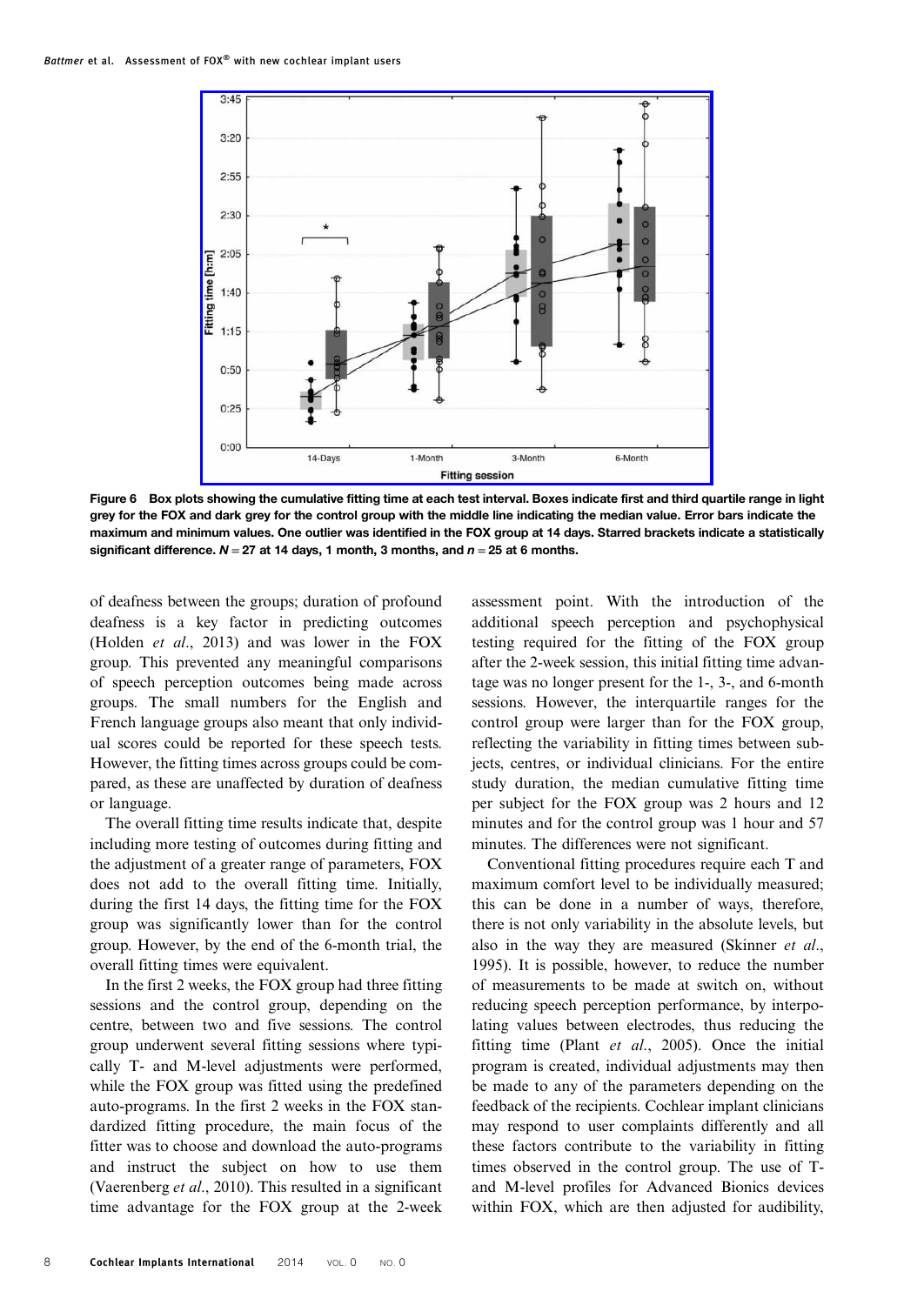Figure 6 Box plots showing the cumulative fitting time at each test interval. Boxes indicate first and third quartile range in light grey for the FOX and dark grey for the control group with the middle line indicating the median value. Error bars indicate the maximum and minimum values. One outlier was identified in the FOX group at 14 days. Starred brackets indicate a statistically significant difference. $N = 27$ at 14 days, 1 month, 3 months, and $n = 25$ at 6 months.

of deafness between the groups; duration of profound deafness is a key factor in predicting outcomes (Holden *et al.*, 2013) and was lower in the FOX group. This prevented any meaningful comparisons of speech perception outcomes being made across groups. The small numbers for the English and French language groups also meant that only individual scores could be reported for these speech tests. However, the fitting times across groups could be compared, as these are unaffected by duration of deafness or language.

The overall fitting time results indicate that, despite including more testing of outcomes during fitting and the adjustment of a greater range of parameters, FOX does not add to the overall fitting time. Initially, during the first 14 days, the fitting time for the FOX group was significantly lower than for the control group. However, by the end of the 6-month trial, the overall fitting times were equivalent.

In the first 2 weeks, the FOX group had three fitting sessions and the control group, depending on the centre, between two and five sessions. The control group underwent several fitting sessions where typically T- and M-level adjustments were performed, while the FOX group was fitted using the predefined auto-programs. In the first 2 weeks in the FOX standardized fitting procedure, the main focus of the fitter was to choose and download the auto-programs and instruct the subject on how to use them (Vaerenberg *et al.*, 2010). This resulted in a significant time advantage for the FOX group at the 2-week assessment point. With the introduction of the additional speech perception and psychophysical testing required for the fitting of the FOX group after the 2-week session, this initial fitting time advantage was no longer present for the 1-, 3-, and 6-month sessions. However, the interquartile ranges for the control group were larger than for the FOX group, reflecting the variability in fitting times between subjects, centres, or individual clinicians. For the entire study duration, the median cumulative fitting time per subject for the FOX group was 2 hours and 12 minutes and for the control group was 1 hour and 57 minutes. The differences were not significant.

Conventional fitting procedures require each T and maximum comfort level to be individually measured; this can be done in a number of ways, therefore, there is not only variability in the absolute levels, but also in the way they are measured (Skinner *et al.*, 1995). It is possible, however, to reduce the number of measurements to be made at switch on, without reducing speech perception performance, by interpolating values between electrodes, thus reducing the fitting time (Plant *et al.*, 2005). Once the initial program is created, individual adjustments may then be made to any of the parameters depending on the feedback of the recipients. Cochlear implant clinicians may respond to user complaints differently and all these factors contribute to the variability in fitting times observed in the control group. The use of T- and M-level profiles for Advanced Bionics devices within FOX, which are then adjusted for audibility,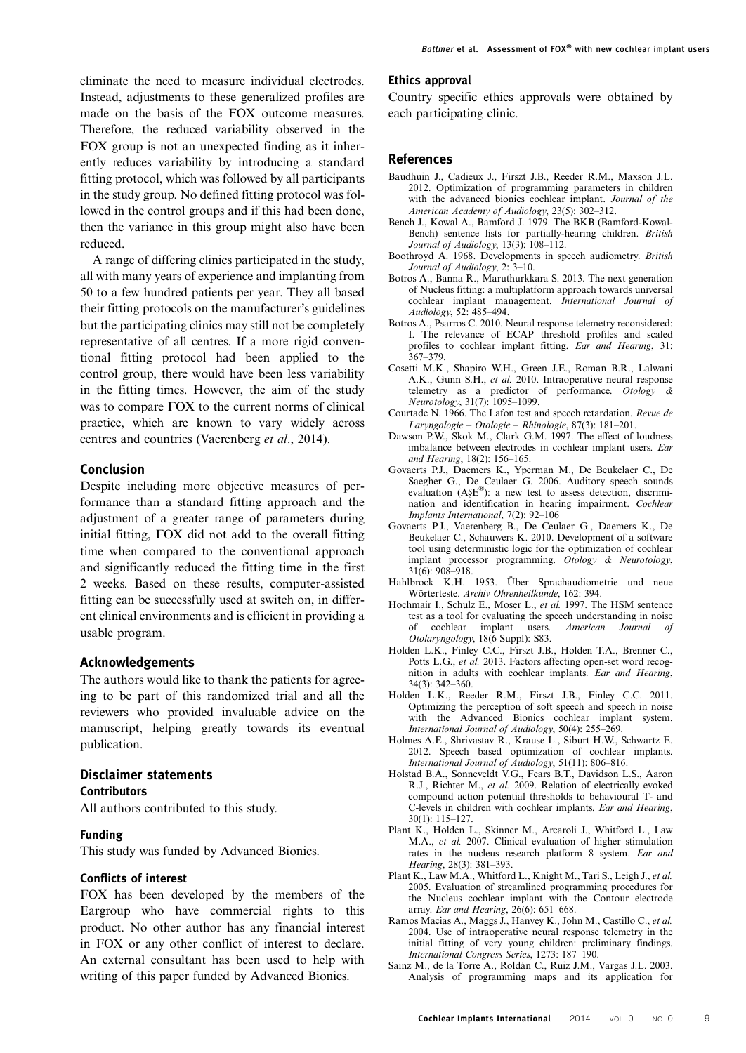eliminate the need to measure individual electrodes. Instead, adjustments to these generalized profiles are made on the basis of the FOX outcome measures. Therefore, the reduced variability observed in the FOX group is not an unexpected finding as it inherently reduces variability by introducing a standard fitting protocol, which was followed by all participants in the study group. No defined fitting protocol was followed in the control groups and if this had been done, then the variance in this group might also have been reduced.

A range of differing clinics participated in the study, all with many years of experience and implanting from 50 to a few hundred patients per year. They all based their fitting protocols on the manufacturer's guidelines but the participating clinics may still not be completely representative of all centres. If a more rigid conventional fitting protocol had been applied to the control group, there would have been less variability in the fitting times. However, the aim of the study was to compare FOX to the current norms of clinical practice, which are known to vary widely across centres and countries (Vaerenberg *et al*., 2014).

## Conclusion

Despite including more objective measures of performance than a standard fitting approach and the adjustment of a greater range of parameters during initial fitting, FOX did not add to the overall fitting time when compared to the conventional approach and significantly reduced the fitting time in the first 2 weeks. Based on these results, computer-assisted fitting can be successfully used at switch on, in different clinical environments and is efficient in providing a usable program.

## Acknowledgements

The authors would like to thank the patients for agreeing to be part of this randomized trial and all the reviewers who provided invaluable advice on the manuscript, helping greatly towards its eventual publication.

## Disclaimer statements

### Contributors

All authors contributed to this study.

### Funding

This study was funded by Advanced Bionics.

### Conflicts of interest

FOX has been developed by the members of the Eargroup who have commercial rights to this product. No other author has any financial interest in FOX or any other conflict of interest to declare. An external consultant has been used to help with writing of this paper funded by Advanced Bionics.

### Ethics approval

Country specific ethics approvals were obtained by each participating clinic.

## References

Baudhuin J., Cadieux J., Firszt J.B., Reeder R.M., Maxson J.L. 2012. Optimization of programming parameters in children with the advanced bionics cochlear implant. *Journal of the American Academy of Audiology*, 23(5): 302–312.

Bench J., Kowal A., Bamford J. 1979. The BKB (Bamford-Kowal-Bench) sentence lists for partially-hearing children. *British Journal of Audiology*, 13(3): 108–112.

Boothroyd A. 1968. Developments in speech audiometry. *British Journal of Audiology*, 2: 3–10.

Botros A., Banna R., Maruthurkkara S. 2013. The next generation of Nucleus fitting: a multiplatform approach towards universal cochlear implant management. *International Journal of Audiology*, 52: 485–494.

Botros A., Psarros C. 2010. Neural response telemetry reconsidered: I. The relevance of ECAP threshold profiles and scaled profiles to cochlear implant fitting. *Ear and Hearing*, 31: 367–379.

Cosetti M.K., Shapiro W.H., Green J.E., Roman B.R., Lalwani A.K., Gunn S.H., *et al.* 2010. Intraoperative neural response telemetry as a predictor of performance. *Otology & Neurotology*, 31(7): 1095–1099.

Courtade N. 1966. The Lafon test and speech retardation. *Revue de Laryngologie – Otologie – Rhinologie*, 87(3): 181–201.

Dawson P.W., Skok M., Clark G.M. 1997. The effect of loudness imbalance between electrodes in cochlear implant users. *Ear and Hearing*, 18(2): 156–165.

Govaerts P.J., Daemers K., Yperman M., De Beukelaer C., De Saegher G., De Ceulaer G. 2006. Auditory speech sounds evaluation (A§E®): a new test to assess detection, discrimination and identification in hearing impairment. *Cochlear Implants International*, 7(2): 92–106

Govaerts P.J., Vaerenberg B., De Ceulaer G., Daemers K., De Beukelaer C., Schauwers K. 2010. Development of a software tool using deterministic logic for the optimization of cochlear implant processor programming. *Otology & Neurotology*, 31(6): 908–918.

Hahlbrock K.H. 1953. Über Sprachaudiometrie und neue Wörterteste. *Archiv Ohrenheilkunde*, 162: 394.

Hochmair I., Schulz E., Moser L., *et al.* 1997. The HSM sentence test as a tool for evaluating the speech understanding in noise of cochlear implant users. *American Journal of Otolaryngology*, 18(6 Suppl): S83.

Holden L.K., Finley C.C., Firszt J.B., Holden T.A., Brenner C., Potts L.G., *et al.* 2013. Factors affecting open-set word recognition in adults with cochlear implants. *Ear and Hearing*, 34(3): 342–360.

Holden L.K., Reeder R.M., Firszt J.B., Finley C.C. 2011. Optimizing the perception of soft speech and speech in noise with the Advanced Bionics cochlear implant system. *International Journal of Audiology*, 50(4): 255–269.

Holmes A.E., Shrivastav R., Krause L., Siburt H.W., Schwartz E. 2012. Speech based optimization of cochlear implants. *International Journal of Audiology*, 51(11): 806–816.

Holstad B.A., Sonneveldt V.G., Fears B.T., Davidson L.S., Aaron R.J., Richter M., *et al.* 2009. Relation of electrically evoked compound action potential thresholds to behavioural T- and C-levels in children with cochlear implants. *Ear and Hearing*, 30(1): 115–127.

Plant K., Holden L., Skinner M., Arcaroli J., Whitford L., Law M.A., *et al.* 2007. Clinical evaluation of higher stimulation rates in the nucleus research platform 8 system. *Ear and Hearing*, 28(3): 381–393.

Plant K., Law M.A., Whitford L., Knight M., Tari S., Leigh J., *et al.* 2005. Evaluation of streamlined programming procedures for the Nucleus cochlear implant with the Contour electrode array. *Ear and Hearing*, 26(6): 651–668.

Ramos Macias A., Maggs J., Hanvey K., John M., Castillo C., *et al.* 2004. Use of intraoperative neural response telemetry in the initial fitting of very young children: preliminary findings. *International Congress Series*, 1273: 187–190.

Sainz M., de la Torre A., Roldán C., Ruiz J.M., Vargas J.L. 2003. Analysis of programming maps and its application for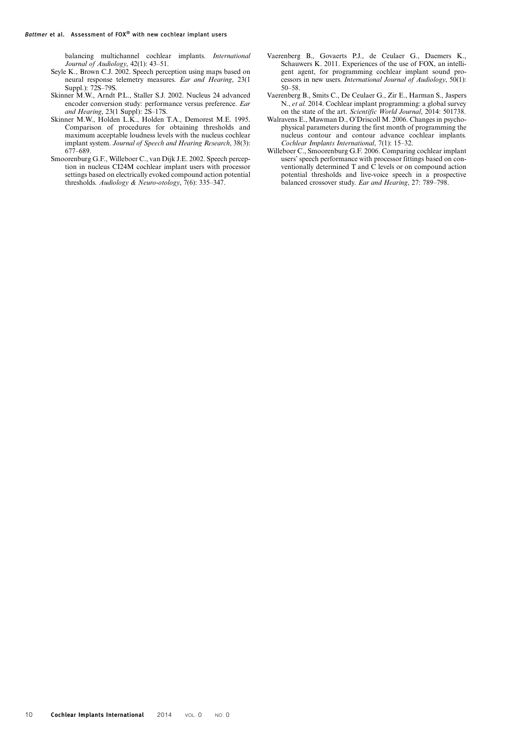balancing multichannel cochlear implants. *International Journal of Audiology*, 42(1): 43–51.

Seyle K., Brown C.J. 2002. Speech perception using maps based on neural response telemetry measures. *Ear and Hearing*, 23(1 Suppl.): 72S–79S.

Skinner M.W., Arndt P.L., Staller S.J. 2002. Nucleus 24 advanced encoder conversion study: performance versus preference. *Ear and Hearing*, 23(1 Suppl): 2S–17S.

Skinner M.W., Holden L.K., Holden T.A., Demorest M.E. 1995. Comparison of procedures for obtaining thresholds and maximum acceptable loudness levels with the nucleus cochlear implant system. *Journal of Speech and Hearing Research*, 38(3): 677–689.

Smoorenburg G.F., Willeboer C., van Dijk J.E. 2002. Speech perception in nucleus CI24M cochlear implant users with processor settings based on electrically evoked compound action potential thresholds. *Audiology & Neuro-otology*, 7(6): 335–347.

Vaerenberg B., Govaerts P.J., de Ceulaer G., Daemers K., Schauwers K. 2011. Experiences of the use of FOX, an intelligent agent, for programming cochlear implant sound processors in new users. *International Journal of Audiology*, 50(1): 50–58.

Vaerenberg B., Smits C., De Ceulaer G., Zir E., Harman S., Jaspers N., *et al.* 2014. Cochlear implant programming: a global survey on the state of the art. *Scientific World Journal*, 2014: 501738.

Walravens E., Mawman D., O'Driscoll M. 2006. Changes in psychophysical parameters during the first month of programming the nucleus contour and contour advance cochlear implants. *Cochlear Implants International*, 7(1): 15–32.

Willeboer C., Smoorenburg G.F. 2006. Comparing cochlear implant users' speech performance with processor fittings based on conventionally determined T and C levels or on compound action potential thresholds and live-voice speech in a prospective balanced crossover study. *Ear and Hearing*, 27: 789–798.